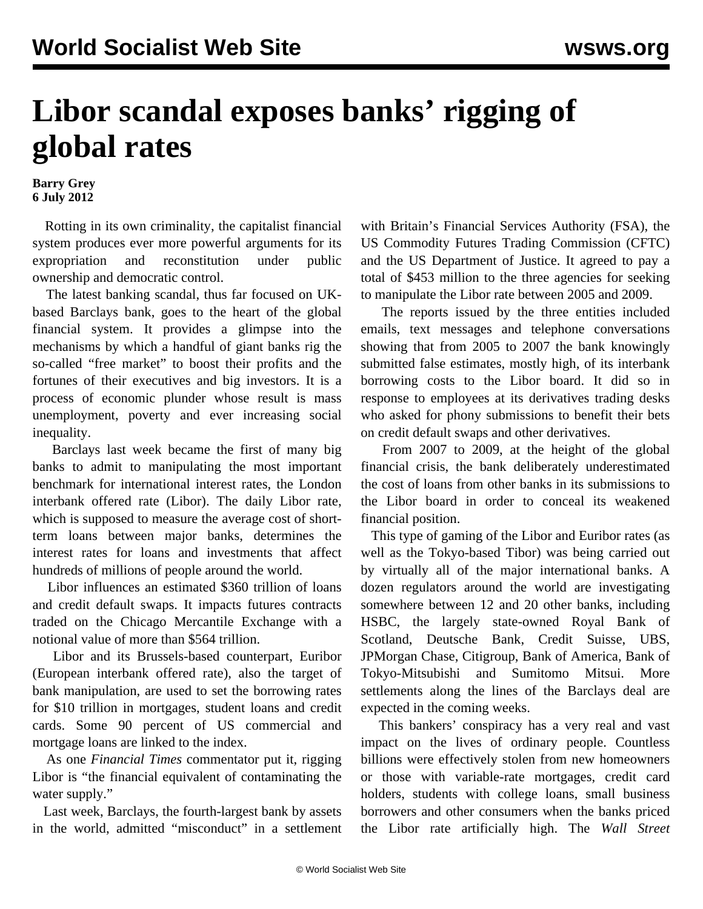# Libor scandal exposes banks' rigging of global rates

**Barry Grey**
**6 July 2012**

Rotting in its own criminality, the capitalist financial system produces ever more powerful arguments for its expropriation and reconstitution under public ownership and democratic control.

The latest banking scandal, thus far focused on UK-based Barclays bank, goes to the heart of the global financial system. It provides a glimpse into the mechanisms by which a handful of giant banks rig the so-called "free market" to boost their profits and the fortunes of their executives and big investors. It is a process of economic plunder whose result is mass unemployment, poverty and ever increasing social inequality.

Barclays last week became the first of many big banks to admit to manipulating the most important benchmark for international interest rates, the London interbank offered rate (Libor). The daily Libor rate, which is supposed to measure the average cost of short-term loans between major banks, determines the interest rates for loans and investments that affect hundreds of millions of people around the world.

Libor influences an estimated $360 trillion of loans and credit default swaps. It impacts futures contracts traded on the Chicago Mercantile Exchange with a notional value of more than $564 trillion.

Libor and its Brussels-based counterpart, Euribor (European interbank offered rate), also the target of bank manipulation, are used to set the borrowing rates for $10 trillion in mortgages, student loans and credit cards. Some 90 percent of US commercial and mortgage loans are linked to the index.

As one *Financial Times* commentator put it, rigging Libor is "the financial equivalent of contaminating the water supply."

Last week, Barclays, the fourth-largest bank by assets in the world, admitted "misconduct" in a settlement with Britain's Financial Services Authority (FSA), the US Commodity Futures Trading Commission (CFTC) and the US Department of Justice. It agreed to pay a total of $453 million to the three agencies for seeking to manipulate the Libor rate between 2005 and 2009.

The reports issued by the three entities included emails, text messages and telephone conversations showing that from 2005 to 2007 the bank knowingly submitted false estimates, mostly high, of its interbank borrowing costs to the Libor board. It did so in response to employees at its derivatives trading desks who asked for phony submissions to benefit their bets on credit default swaps and other derivatives.

From 2007 to 2009, at the height of the global financial crisis, the bank deliberately underestimated the cost of loans from other banks in its submissions to the Libor board in order to conceal its weakened financial position.

This type of gaming of the Libor and Euribor rates (as well as the Tokyo-based Tibor) was being carried out by virtually all of the major international banks. A dozen regulators around the world are investigating somewhere between 12 and 20 other banks, including HSBC, the largely state-owned Royal Bank of Scotland, Deutsche Bank, Credit Suisse, UBS, JPMorgan Chase, Citigroup, Bank of America, Bank of Tokyo-Mitsubishi and Sumitomo Mitsui. More settlements along the lines of the Barclays deal are expected in the coming weeks.

This bankers' conspiracy has a very real and vast impact on the lives of ordinary people. Countless billions were effectively stolen from new homeowners or those with variable-rate mortgages, credit card holders, students with college loans, small business borrowers and other consumers when the banks priced the Libor rate artificially high. The *Wall Street*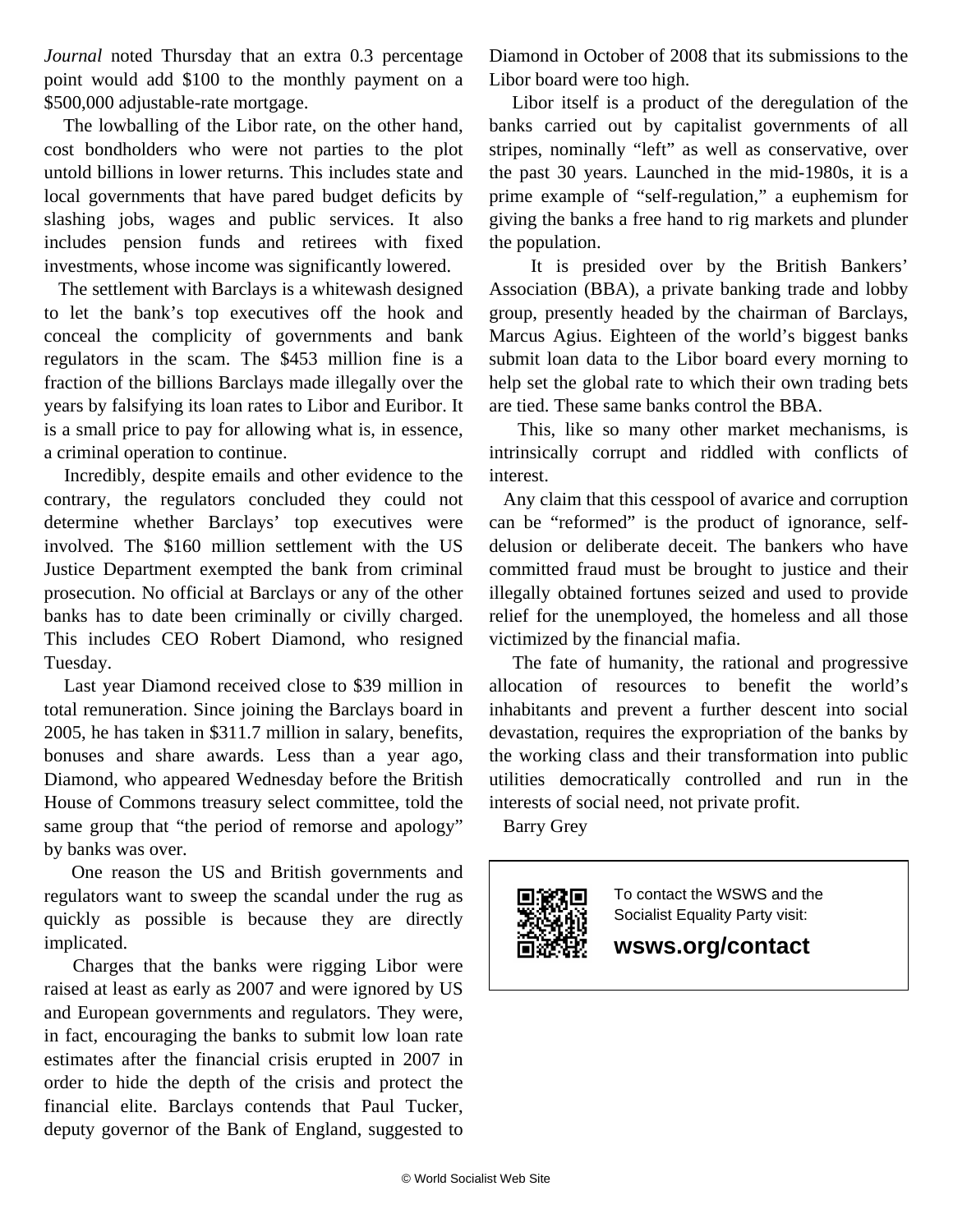*Journal* noted Thursday that an extra 0.3 percentage point would add $100 to the monthly payment on a $500,000 adjustable-rate mortgage.

The lowballing of the Libor rate, on the other hand, cost bondholders who were not parties to the plot untold billions in lower returns. This includes state and local governments that have pared budget deficits by slashing jobs, wages and public services. It also includes pension funds and retirees with fixed investments, whose income was significantly lowered.

The settlement with Barclays is a whitewash designed to let the bank's top executives off the hook and conceal the complicity of governments and bank regulators in the scam. The $453 million fine is a fraction of the billions Barclays made illegally over the years by falsifying its loan rates to Libor and Euribor. It is a small price to pay for allowing what is, in essence, a criminal operation to continue.

Incredibly, despite emails and other evidence to the contrary, the regulators concluded they could not determine whether Barclays' top executives were involved. The $160 million settlement with the US Justice Department exempted the bank from criminal prosecution. No official at Barclays or any of the other banks has to date been criminally or civilly charged. This includes CEO Robert Diamond, who resigned Tuesday.

Last year Diamond received close to $39 million in total remuneration. Since joining the Barclays board in 2005, he has taken in $311.7 million in salary, benefits, bonuses and share awards. Less than a year ago, Diamond, who appeared Wednesday before the British House of Commons treasury select committee, told the same group that "the period of remorse and apology" by banks was over.

One reason the US and British governments and regulators want to sweep the scandal under the rug as quickly as possible is because they are directly implicated.

Charges that the banks were rigging Libor were raised at least as early as 2007 and were ignored by US and European governments and regulators. They were, in fact, encouraging the banks to submit low loan rate estimates after the financial crisis erupted in 2007 in order to hide the depth of the crisis and protect the financial elite. Barclays contends that Paul Tucker, deputy governor of the Bank of England, suggested to Diamond in October of 2008 that its submissions to the Libor board were too high.

Libor itself is a product of the deregulation of the banks carried out by capitalist governments of all stripes, nominally "left" as well as conservative, over the past 30 years. Launched in the mid-1980s, it is a prime example of "self-regulation," a euphemism for giving the banks a free hand to rig markets and plunder the population.

It is presided over by the British Bankers' Association (BBA), a private banking trade and lobby group, presently headed by the chairman of Barclays, Marcus Agius. Eighteen of the world's biggest banks submit loan data to the Libor board every morning to help set the global rate to which their own trading bets are tied. These same banks control the BBA.

This, like so many other market mechanisms, is intrinsically corrupt and riddled with conflicts of interest.

Any claim that this cesspool of avarice and corruption can be "reformed" is the product of ignorance, self-delusion or deliberate deceit. The bankers who have committed fraud must be brought to justice and their illegally obtained fortunes seized and used to provide relief for the unemployed, the homeless and all those victimized by the financial mafia.

The fate of humanity, the rational and progressive allocation of resources to benefit the world's inhabitants and prevent a further descent into social devastation, requires the expropriation of the banks by the working class and their transformation into public utilities democratically controlled and run in the interests of social need, not private profit.

Barry Grey

To contact the WSWS and the Socialist Equality Party visit:

**wsws.org/contact**